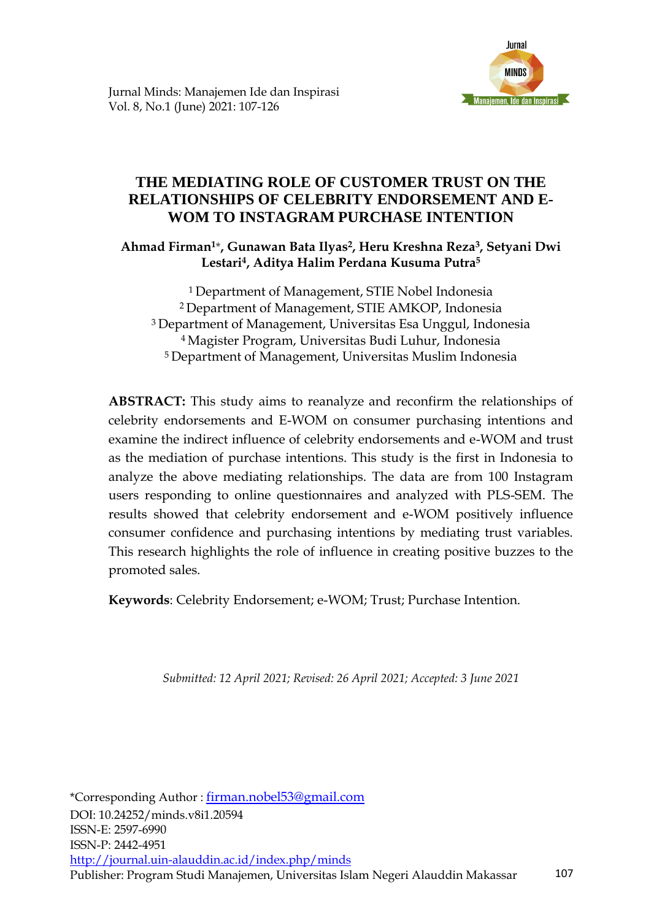# THE MEDIATING ROLE OF CUSTOMER TRUST ON THE RELATIONSHIPS OF CELEBRITY ENDORSEMENT AND E-WOM TO INSTAGRAM PURCHASE INTENTION

**Ahmad Firman[1]*, Gunawan Bata Ilyas[2], Heru Kreshna Reza[3], Setyani Dwi Lestari[4], Aditya Halim Perdana Kusuma Putra[5]**

[1] Department of Management, STIE Nobel Indonesia
[2] Department of Management, STIE AMKOP, Indonesia
[3] Department of Management, Universitas Esa Unggul, Indonesia
[4] Magister Program, Universitas Budi Luhur, Indonesia
[5] Department of Management, Universitas Muslim Indonesia

**ABSTRACT:** This study aims to reanalyze and reconfirm the relationships of celebrity endorsements and E-WOM on consumer purchasing intentions and examine the indirect influence of celebrity endorsements and e-WOM and trust as the mediation of purchase intentions. This study is the first in Indonesia to analyze the above mediating relationships. The data are from 100 Instagram users responding to online questionnaires and analyzed with PLS-SEM. The results showed that celebrity endorsement and e-WOM positively influence consumer confidence and purchasing intentions by mediating trust variables. This research highlights the role of influence in creating positive buzzes to the promoted sales.

**Keywords**: Celebrity Endorsement; e-WOM; Trust; Purchase Intention.

*Submitted: 12 April 2021; Revised: 26 April 2021; Accepted: 3 June 2021*

*Corresponding Author : firman.nobel53@gmail.com
DOI: 10.24252/minds.v8i1.20594
ISSN-E: 2597-6990
ISSN-P: 2442-4951
http://journal.uin-alauddin.ac.id/index.php/minds
Publisher: Program Studi Manajemen, Universitas Islam Negeri Alauddin Makassar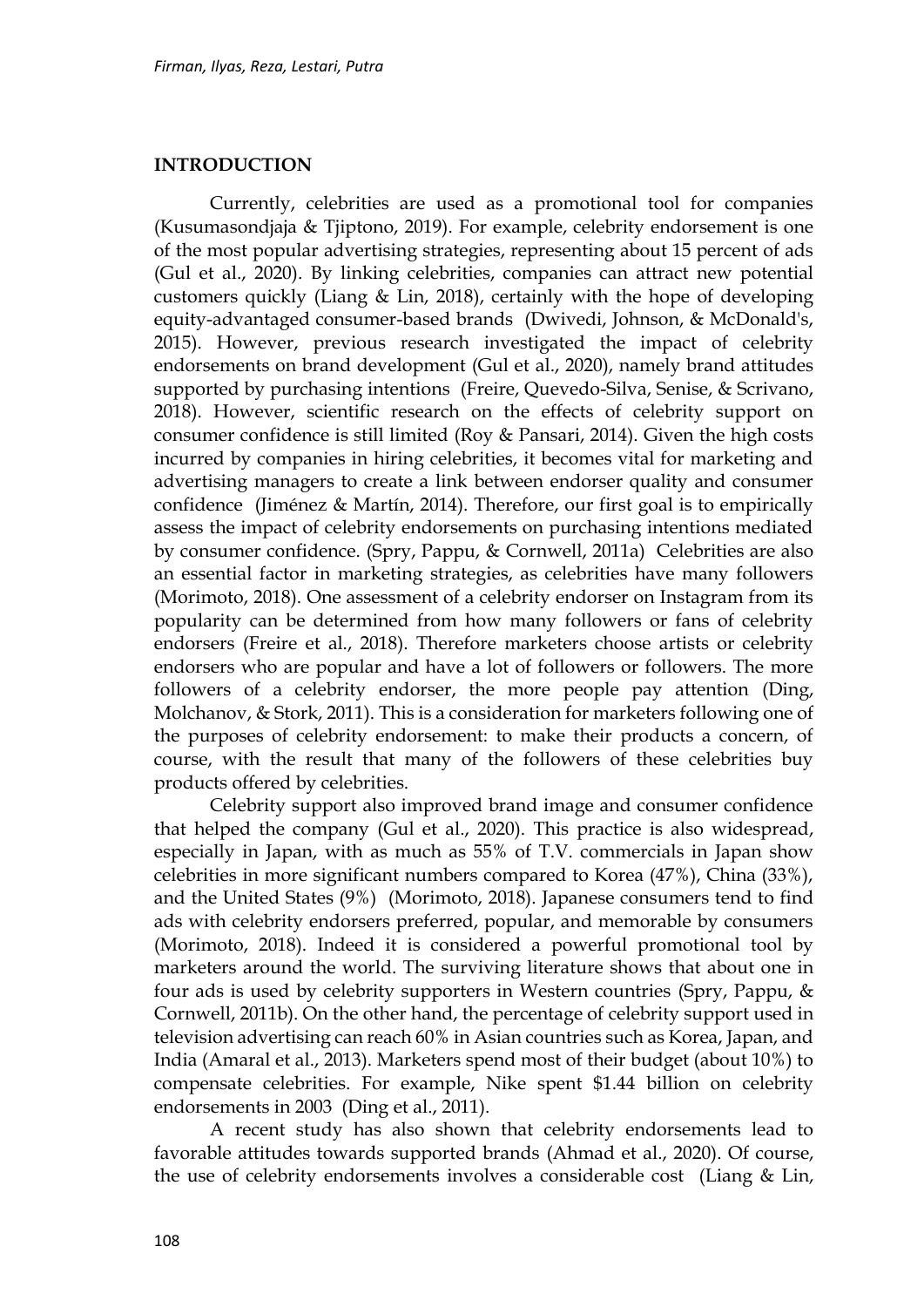## INTRODUCTION

Currently, celebrities are used as a promotional tool for companies (Kusumasondjaja & Tjiptono, 2019). For example, celebrity endorsement is one of the most popular advertising strategies, representing about 15 percent of ads (Gul et al., 2020). By linking celebrities, companies can attract new potential customers quickly (Liang & Lin, 2018), certainly with the hope of developing equity-advantaged consumer-based brands (Dwivedi, Johnson, & McDonald's, 2015). However, previous research investigated the impact of celebrity endorsements on brand development (Gul et al., 2020), namely brand attitudes supported by purchasing intentions (Freire, Quevedo-Silva, Senise, & Scrivano, 2018). However, scientific research on the effects of celebrity support on consumer confidence is still limited (Roy & Pansari, 2014). Given the high costs incurred by companies in hiring celebrities, it becomes vital for marketing and advertising managers to create a link between endorser quality and consumer confidence (Jiménez & Martín, 2014). Therefore, our first goal is to empirically assess the impact of celebrity endorsements on purchasing intentions mediated by consumer confidence. (Spry, Pappu, & Cornwell, 2011a) Celebrities are also an essential factor in marketing strategies, as celebrities have many followers (Morimoto, 2018). One assessment of a celebrity endorser on Instagram from its popularity can be determined from how many followers or fans of celebrity endorsers (Freire et al., 2018). Therefore marketers choose artists or celebrity endorsers who are popular and have a lot of followers or followers. The more followers of a celebrity endorser, the more people pay attention (Ding, Molchanov, & Stork, 2011). This is a consideration for marketers following one of the purposes of celebrity endorsement: to make their products a concern, of course, with the result that many of the followers of these celebrities buy products offered by celebrities.

Celebrity support also improved brand image and consumer confidence that helped the company (Gul et al., 2020). This practice is also widespread, especially in Japan, with as much as 55% of T.V. commercials in Japan show celebrities in more significant numbers compared to Korea (47%), China (33%), and the United States (9%) (Morimoto, 2018). Japanese consumers tend to find ads with celebrity endorsers preferred, popular, and memorable by consumers (Morimoto, 2018). Indeed it is considered a powerful promotional tool by marketers around the world. The surviving literature shows that about one in four ads is used by celebrity supporters in Western countries (Spry, Pappu, & Cornwell, 2011b). On the other hand, the percentage of celebrity support used in television advertising can reach 60% in Asian countries such as Korea, Japan, and India (Amaral et al., 2013). Marketers spend most of their budget (about 10%) to compensate celebrities. For example, Nike spent $1.44 billion on celebrity endorsements in 2003 (Ding et al., 2011).

A recent study has also shown that celebrity endorsements lead to favorable attitudes towards supported brands (Ahmad et al., 2020). Of course, the use of celebrity endorsements involves a considerable cost (Liang & Lin,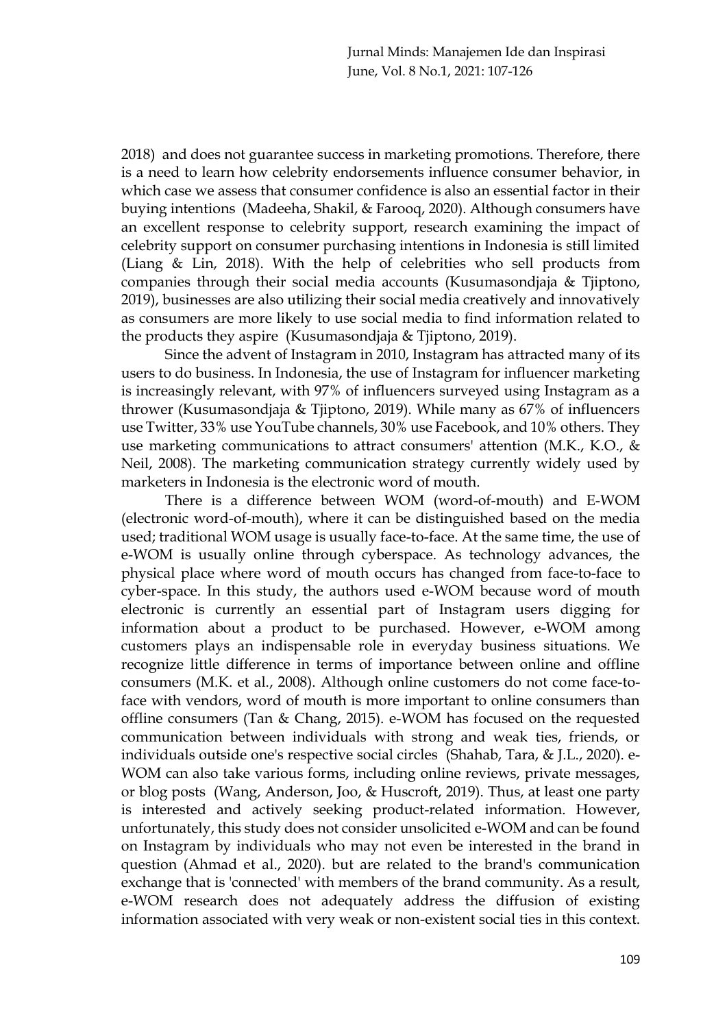2018) and does not guarantee success in marketing promotions. Therefore, there is a need to learn how celebrity endorsements influence consumer behavior, in which case we assess that consumer confidence is also an essential factor in their buying intentions (Madeeha, Shakil, & Farooq, 2020). Although consumers have an excellent response to celebrity support, research examining the impact of celebrity support on consumer purchasing intentions in Indonesia is still limited (Liang & Lin, 2018). With the help of celebrities who sell products from companies through their social media accounts (Kusumasondjaja & Tjiptono, 2019), businesses are also utilizing their social media creatively and innovatively as consumers are more likely to use social media to find information related to the products they aspire (Kusumasondjaja & Tjiptono, 2019).

Since the advent of Instagram in 2010, Instagram has attracted many of its users to do business. In Indonesia, the use of Instagram for influencer marketing is increasingly relevant, with 97% of influencers surveyed using Instagram as a thrower (Kusumasondjaja & Tjiptono, 2019). While many as 67% of influencers use Twitter, 33% use YouTube channels, 30% use Facebook, and 10% others. They use marketing communications to attract consumers' attention (M.K., K.O., & Neil, 2008). The marketing communication strategy currently widely used by marketers in Indonesia is the electronic word of mouth.

There is a difference between WOM (word-of-mouth) and E-WOM (electronic word-of-mouth), where it can be distinguished based on the media used; traditional WOM usage is usually face-to-face. At the same time, the use of e-WOM is usually online through cyberspace. As technology advances, the physical place where word of mouth occurs has changed from face-to-face to cyber-space. In this study, the authors used e-WOM because word of mouth electronic is currently an essential part of Instagram users digging for information about a product to be purchased. However, e-WOM among customers plays an indispensable role in everyday business situations. We recognize little difference in terms of importance between online and offline consumers (M.K. et al., 2008). Although online customers do not come face-to-face with vendors, word of mouth is more important to online consumers than offline consumers (Tan & Chang, 2015). e-WOM has focused on the requested communication between individuals with strong and weak ties, friends, or individuals outside one's respective social circles (Shahab, Tara, & J.L., 2020). e-WOM can also take various forms, including online reviews, private messages, or blog posts (Wang, Anderson, Joo, & Huscroft, 2019). Thus, at least one party is interested and actively seeking product-related information. However, unfortunately, this study does not consider unsolicited e-WOM and can be found on Instagram by individuals who may not even be interested in the brand in question (Ahmad et al., 2020). but are related to the brand's communication exchange that is 'connected' with members of the brand community. As a result, e-WOM research does not adequately address the diffusion of existing information associated with very weak or non-existent social ties in this context.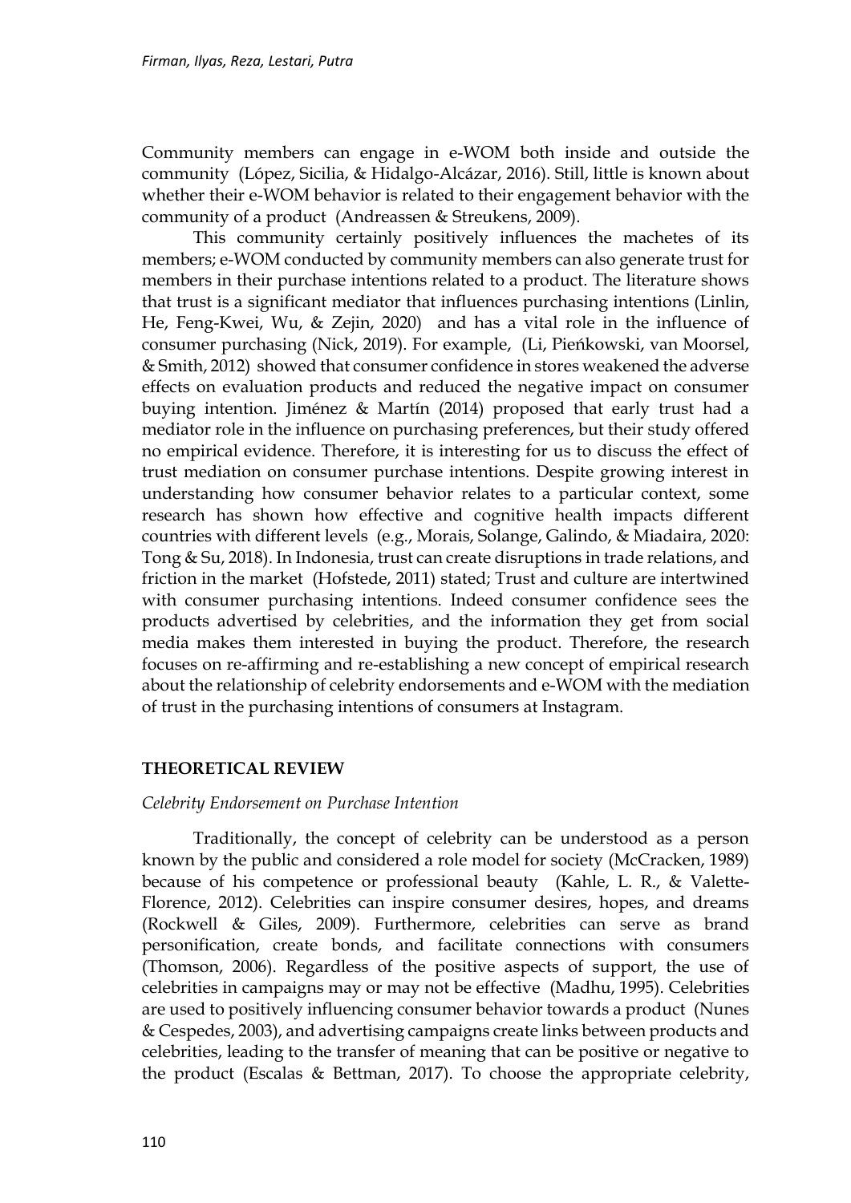Community members can engage in e-WOM both inside and outside the community (López, Sicilia, & Hidalgo-Alcázar, 2016). Still, little is known about whether their e-WOM behavior is related to their engagement behavior with the community of a product (Andreassen & Streukens, 2009).

This community certainly positively influences the machetes of its members; e-WOM conducted by community members can also generate trust for members in their purchase intentions related to a product. The literature shows that trust is a significant mediator that influences purchasing intentions (Linlin, He, Feng-Kwei, Wu, & Zejin, 2020) and has a vital role in the influence of consumer purchasing (Nick, 2019). For example, (Li, Pieńkowski, van Moorsel, & Smith, 2012) showed that consumer confidence in stores weakened the adverse effects on evaluation products and reduced the negative impact on consumer buying intention. Jiménez & Martín (2014) proposed that early trust had a mediator role in the influence on purchasing preferences, but their study offered no empirical evidence. Therefore, it is interesting for us to discuss the effect of trust mediation on consumer purchase intentions. Despite growing interest in understanding how consumer behavior relates to a particular context, some research has shown how effective and cognitive health impacts different countries with different levels (e.g., Morais, Solange, Galindo, & Miadaira, 2020: Tong & Su, 2018). In Indonesia, trust can create disruptions in trade relations, and friction in the market (Hofstede, 2011) stated; Trust and culture are intertwined with consumer purchasing intentions. Indeed consumer confidence sees the products advertised by celebrities, and the information they get from social media makes them interested in buying the product. Therefore, the research focuses on re-affirming and re-establishing a new concept of empirical research about the relationship of celebrity endorsements and e-WOM with the mediation of trust in the purchasing intentions of consumers at Instagram.

## THEORETICAL REVIEW

### *Celebrity Endorsement on Purchase Intention*

Traditionally, the concept of celebrity can be understood as a person known by the public and considered a role model for society (McCracken, 1989) because of his competence or professional beauty (Kahle, L. R., & Valette-Florence, 2012). Celebrities can inspire consumer desires, hopes, and dreams (Rockwell & Giles, 2009). Furthermore, celebrities can serve as brand personification, create bonds, and facilitate connections with consumers (Thomson, 2006). Regardless of the positive aspects of support, the use of celebrities in campaigns may or may not be effective (Madhu, 1995). Celebrities are used to positively influencing consumer behavior towards a product (Nunes & Cespedes, 2003), and advertising campaigns create links between products and celebrities, leading to the transfer of meaning that can be positive or negative to the product (Escalas & Bettman, 2017). To choose the appropriate celebrity,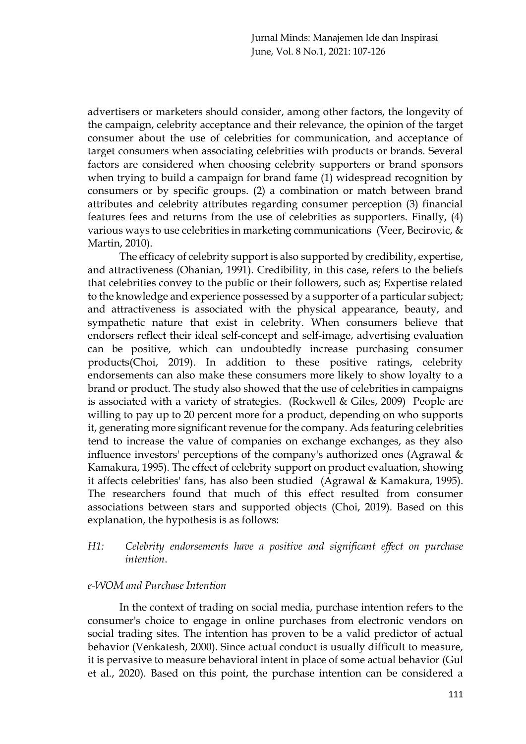advertisers or marketers should consider, among other factors, the longevity of the campaign, celebrity acceptance and their relevance, the opinion of the target consumer about the use of celebrities for communication, and acceptance of target consumers when associating celebrities with products or brands. Several factors are considered when choosing celebrity supporters or brand sponsors when trying to build a campaign for brand fame (1) widespread recognition by consumers or by specific groups. (2) a combination or match between brand attributes and celebrity attributes regarding consumer perception (3) financial features fees and returns from the use of celebrities as supporters. Finally, (4) various ways to use celebrities in marketing communications (Veer, Becirovic, & Martin, 2010).

The efficacy of celebrity support is also supported by credibility, expertise, and attractiveness (Ohanian, 1991). Credibility, in this case, refers to the beliefs that celebrities convey to the public or their followers, such as; Expertise related to the knowledge and experience possessed by a supporter of a particular subject; and attractiveness is associated with the physical appearance, beauty, and sympathetic nature that exist in celebrity. When consumers believe that endorsers reflect their ideal self-concept and self-image, advertising evaluation can be positive, which can undoubtedly increase purchasing consumer products(Choi, 2019). In addition to these positive ratings, celebrity endorsements can also make these consumers more likely to show loyalty to a brand or product. The study also showed that the use of celebrities in campaigns is associated with a variety of strategies. (Rockwell & Giles, 2009) People are willing to pay up to 20 percent more for a product, depending on who supports it, generating more significant revenue for the company. Ads featuring celebrities tend to increase the value of companies on exchange exchanges, as they also influence investors' perceptions of the company's authorized ones (Agrawal & Kamakura, 1995). The effect of celebrity support on product evaluation, showing it affects celebrities' fans, has also been studied (Agrawal & Kamakura, 1995). The researchers found that much of this effect resulted from consumer associations between stars and supported objects (Choi, 2019). Based on this explanation, the hypothesis is as follows:

*H1: Celebrity endorsements have a positive and significant effect on purchase intention.*

*e-WOM and Purchase Intention*

In the context of trading on social media, purchase intention refers to the consumer's choice to engage in online purchases from electronic vendors on social trading sites. The intention has proven to be a valid predictor of actual behavior (Venkatesh, 2000). Since actual conduct is usually difficult to measure, it is pervasive to measure behavioral intent in place of some actual behavior (Gul et al., 2020). Based on this point, the purchase intention can be considered a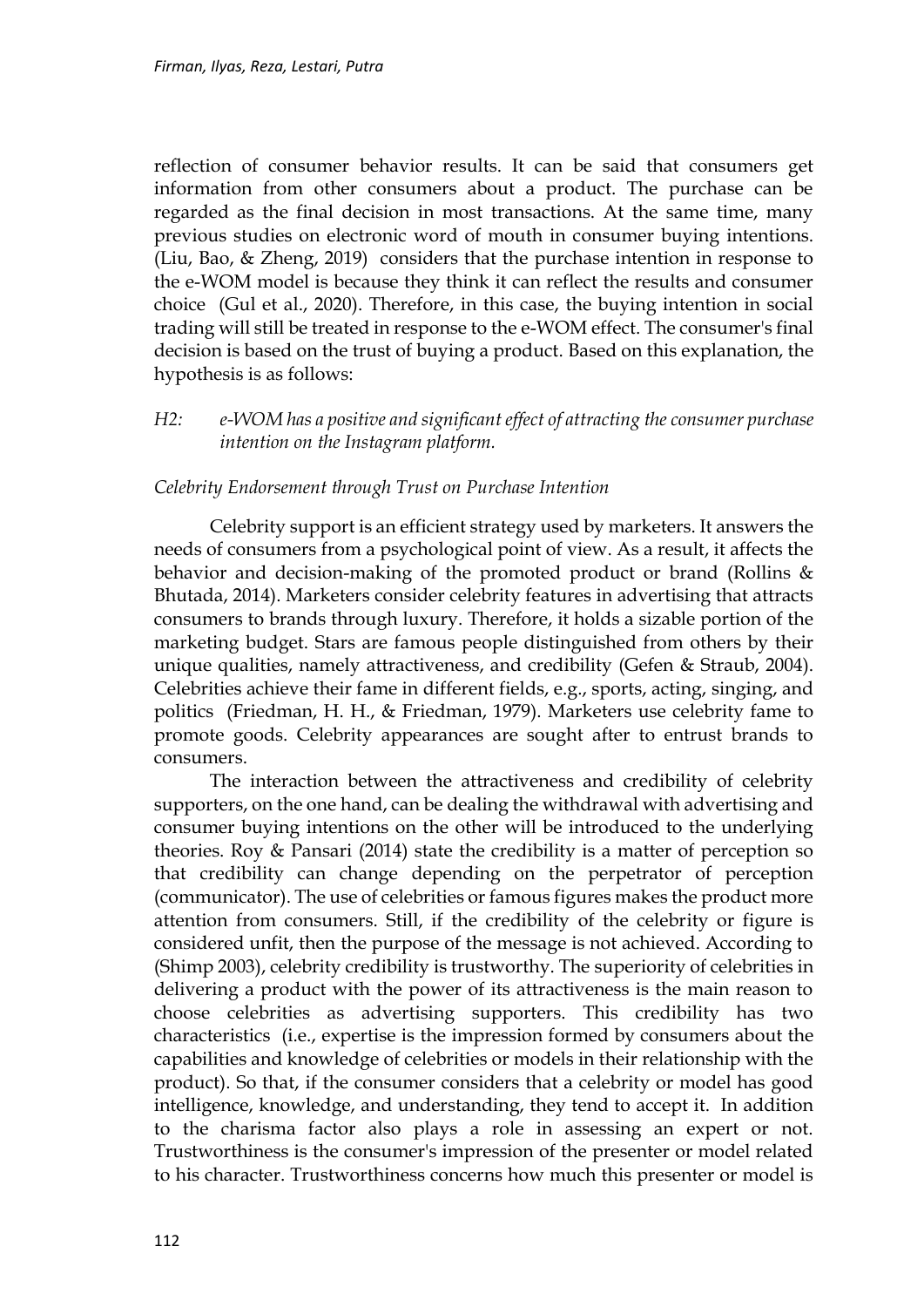reflection of consumer behavior results. It can be said that consumers get information from other consumers about a product. The purchase can be regarded as the final decision in most transactions. At the same time, many previous studies on electronic word of mouth in consumer buying intentions. (Liu, Bao, & Zheng, 2019) considers that the purchase intention in response to the e-WOM model is because they think it can reflect the results and consumer choice (Gul et al., 2020). Therefore, in this case, the buying intention in social trading will still be treated in response to the e-WOM effect. The consumer's final decision is based on the trust of buying a product. Based on this explanation, the hypothesis is as follows:

*H2: e-WOM has a positive and significant effect of attracting the consumer purchase intention on the Instagram platform.*

*Celebrity Endorsement through Trust on Purchase Intention*

Celebrity support is an efficient strategy used by marketers. It answers the needs of consumers from a psychological point of view. As a result, it affects the behavior and decision-making of the promoted product or brand (Rollins & Bhutada, 2014). Marketers consider celebrity features in advertising that attracts consumers to brands through luxury. Therefore, it holds a sizable portion of the marketing budget. Stars are famous people distinguished from others by their unique qualities, namely attractiveness, and credibility (Gefen & Straub, 2004). Celebrities achieve their fame in different fields, e.g., sports, acting, singing, and politics (Friedman, H. H., & Friedman, 1979). Marketers use celebrity fame to promote goods. Celebrity appearances are sought after to entrust brands to consumers.

The interaction between the attractiveness and credibility of celebrity supporters, on the one hand, can be dealing the withdrawal with advertising and consumer buying intentions on the other will be introduced to the underlying theories. Roy & Pansari (2014) state the credibility is a matter of perception so that credibility can change depending on the perpetrator of perception (communicator). The use of celebrities or famous figures makes the product more attention from consumers. Still, if the credibility of the celebrity or figure is considered unfit, then the purpose of the message is not achieved. According to (Shimp 2003), celebrity credibility is trustworthy. The superiority of celebrities in delivering a product with the power of its attractiveness is the main reason to choose celebrities as advertising supporters. This credibility has two characteristics (i.e., expertise is the impression formed by consumers about the capabilities and knowledge of celebrities or models in their relationship with the product). So that, if the consumer considers that a celebrity or model has good intelligence, knowledge, and understanding, they tend to accept it. In addition to the charisma factor also plays a role in assessing an expert or not. Trustworthiness is the consumer's impression of the presenter or model related to his character. Trustworthiness concerns how much this presenter or model is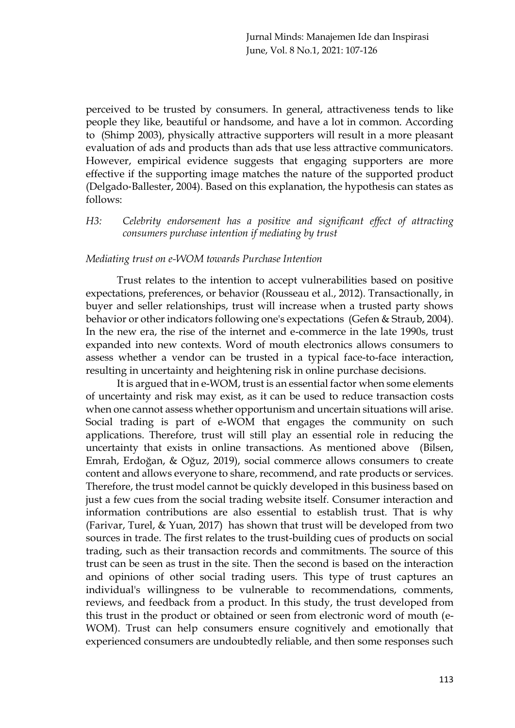perceived to be trusted by consumers. In general, attractiveness tends to like people they like, beautiful or handsome, and have a lot in common. According to (Shimp 2003), physically attractive supporters will result in a more pleasant evaluation of ads and products than ads that use less attractive communicators. However, empirical evidence suggests that engaging supporters are more effective if the supporting image matches the nature of the supported product (Delgado-Ballester, 2004). Based on this explanation, the hypothesis can states as follows:

*H3: Celebrity endorsement has a positive and significant effect of attracting consumers purchase intention if mediating by trust*

*Mediating trust on e-WOM towards Purchase Intention*

Trust relates to the intention to accept vulnerabilities based on positive expectations, preferences, or behavior (Rousseau et al., 2012). Transactionally, in buyer and seller relationships, trust will increase when a trusted party shows behavior or other indicators following one's expectations (Gefen & Straub, 2004). In the new era, the rise of the internet and e-commerce in the late 1990s, trust expanded into new contexts. Word of mouth electronics allows consumers to assess whether a vendor can be trusted in a typical face-to-face interaction, resulting in uncertainty and heightening risk in online purchase decisions.

It is argued that in e-WOM, trust is an essential factor when some elements of uncertainty and risk may exist, as it can be used to reduce transaction costs when one cannot assess whether opportunism and uncertain situations will arise. Social trading is part of e-WOM that engages the community on such applications. Therefore, trust will still play an essential role in reducing the uncertainty that exists in online transactions. As mentioned above (Bilsen, Emrah, Erdoğan, & Oğuz, 2019), social commerce allows consumers to create content and allows everyone to share, recommend, and rate products or services. Therefore, the trust model cannot be quickly developed in this business based on just a few cues from the social trading website itself. Consumer interaction and information contributions are also essential to establish trust. That is why (Farivar, Turel, & Yuan, 2017) has shown that trust will be developed from two sources in trade. The first relates to the trust-building cues of products on social trading, such as their transaction records and commitments. The source of this trust can be seen as trust in the site. Then the second is based on the interaction and opinions of other social trading users. This type of trust captures an individual's willingness to be vulnerable to recommendations, comments, reviews, and feedback from a product. In this study, the trust developed from this trust in the product or obtained or seen from electronic word of mouth (e-WOM). Trust can help consumers ensure cognitively and emotionally that experienced consumers are undoubtedly reliable, and then some responses such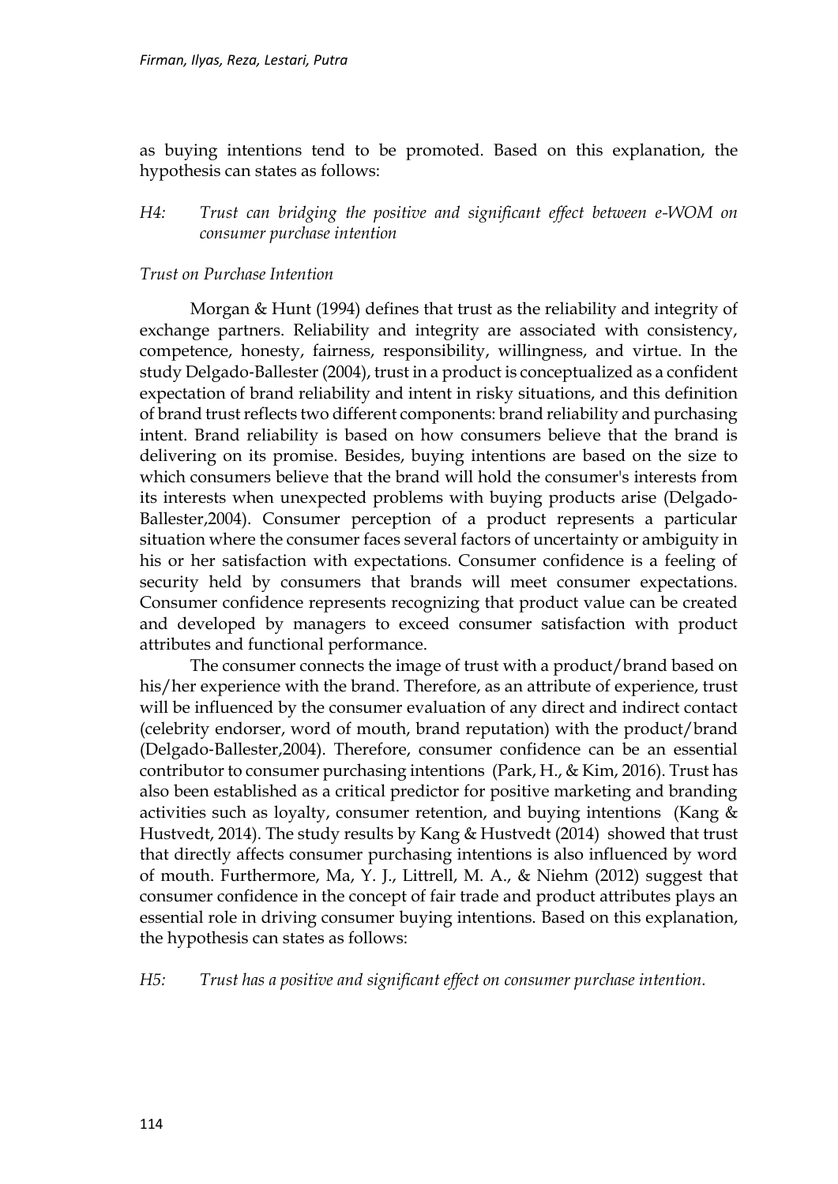as buying intentions tend to be promoted. Based on this explanation, the hypothesis can states as follows:

*H4: Trust can bridging the positive and significant effect between e-WOM on consumer purchase intention*

*Trust on Purchase Intention*

Morgan & Hunt (1994) defines that trust as the reliability and integrity of exchange partners. Reliability and integrity are associated with consistency, competence, honesty, fairness, responsibility, willingness, and virtue. In the study Delgado-Ballester (2004), trust in a product is conceptualized as a confident expectation of brand reliability and intent in risky situations, and this definition of brand trust reflects two different components: brand reliability and purchasing intent. Brand reliability is based on how consumers believe that the brand is delivering on its promise. Besides, buying intentions are based on the size to which consumers believe that the brand will hold the consumer's interests from its interests when unexpected problems with buying products arise (Delgado-Ballester,2004). Consumer perception of a product represents a particular situation where the consumer faces several factors of uncertainty or ambiguity in his or her satisfaction with expectations. Consumer confidence is a feeling of security held by consumers that brands will meet consumer expectations. Consumer confidence represents recognizing that product value can be created and developed by managers to exceed consumer satisfaction with product attributes and functional performance.

The consumer connects the image of trust with a product/brand based on his/her experience with the brand. Therefore, as an attribute of experience, trust will be influenced by the consumer evaluation of any direct and indirect contact (celebrity endorser, word of mouth, brand reputation) with the product/brand (Delgado-Ballester,2004). Therefore, consumer confidence can be an essential contributor to consumer purchasing intentions (Park, H., & Kim, 2016). Trust has also been established as a critical predictor for positive marketing and branding activities such as loyalty, consumer retention, and buying intentions (Kang & Hustvedt, 2014). The study results by Kang & Hustvedt (2014) showed that trust that directly affects consumer purchasing intentions is also influenced by word of mouth. Furthermore, Ma, Y. J., Littrell, M. A., & Niehm (2012) suggest that consumer confidence in the concept of fair trade and product attributes plays an essential role in driving consumer buying intentions. Based on this explanation, the hypothesis can states as follows:

*H5: Trust has a positive and significant effect on consumer purchase intention.*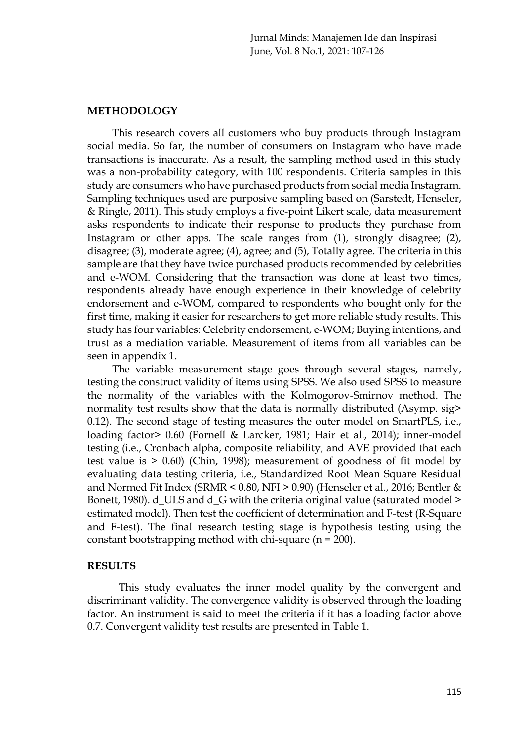## METHODOLOGY

This research covers all customers who buy products through Instagram social media. So far, the number of consumers on Instagram who have made transactions is inaccurate. As a result, the sampling method used in this study was a non-probability category, with 100 respondents. Criteria samples in this study are consumers who have purchased products from social media Instagram. Sampling techniques used are purposive sampling based on (Sarstedt, Henseler, & Ringle, 2011). This study employs a five-point Likert scale, data measurement asks respondents to indicate their response to products they purchase from Instagram or other apps. The scale ranges from (1), strongly disagree; (2), disagree; (3), moderate agree; (4), agree; and (5), Totally agree. The criteria in this sample are that they have twice purchased products recommended by celebrities and e-WOM. Considering that the transaction was done at least two times, respondents already have enough experience in their knowledge of celebrity endorsement and e-WOM, compared to respondents who bought only for the first time, making it easier for researchers to get more reliable study results. This study has four variables: Celebrity endorsement, e-WOM; Buying intentions, and trust as a mediation variable. Measurement of items from all variables can be seen in appendix 1.

The variable measurement stage goes through several stages, namely, testing the construct validity of items using SPSS. We also used SPSS to measure the normality of the variables with the Kolmogorov-Smirnov method. The normality test results show that the data is normally distributed (Asymp. sig> 0.12). The second stage of testing measures the outer model on SmartPLS, i.e., loading factor> 0.60 (Fornell & Larcker, 1981; Hair et al., 2014); inner-model testing (i.e., Cronbach alpha, composite reliability, and AVE provided that each test value is > 0.60) (Chin, 1998); measurement of goodness of fit model by evaluating data testing criteria, i.e., Standardized Root Mean Square Residual and Normed Fit Index (SRMR < 0.80, NFI > 0.90) (Henseler et al., 2016; Bentler & Bonett, 1980). d_ULS and d_G with the criteria original value (saturated model > estimated model). Then test the coefficient of determination and F-test (R-Square and F-test). The final research testing stage is hypothesis testing using the constant bootstrapping method with chi-square (n = 200).

## RESULTS

This study evaluates the inner model quality by the convergent and discriminant validity. The convergence validity is observed through the loading factor. An instrument is said to meet the criteria if it has a loading factor above 0.7. Convergent validity test results are presented in Table 1.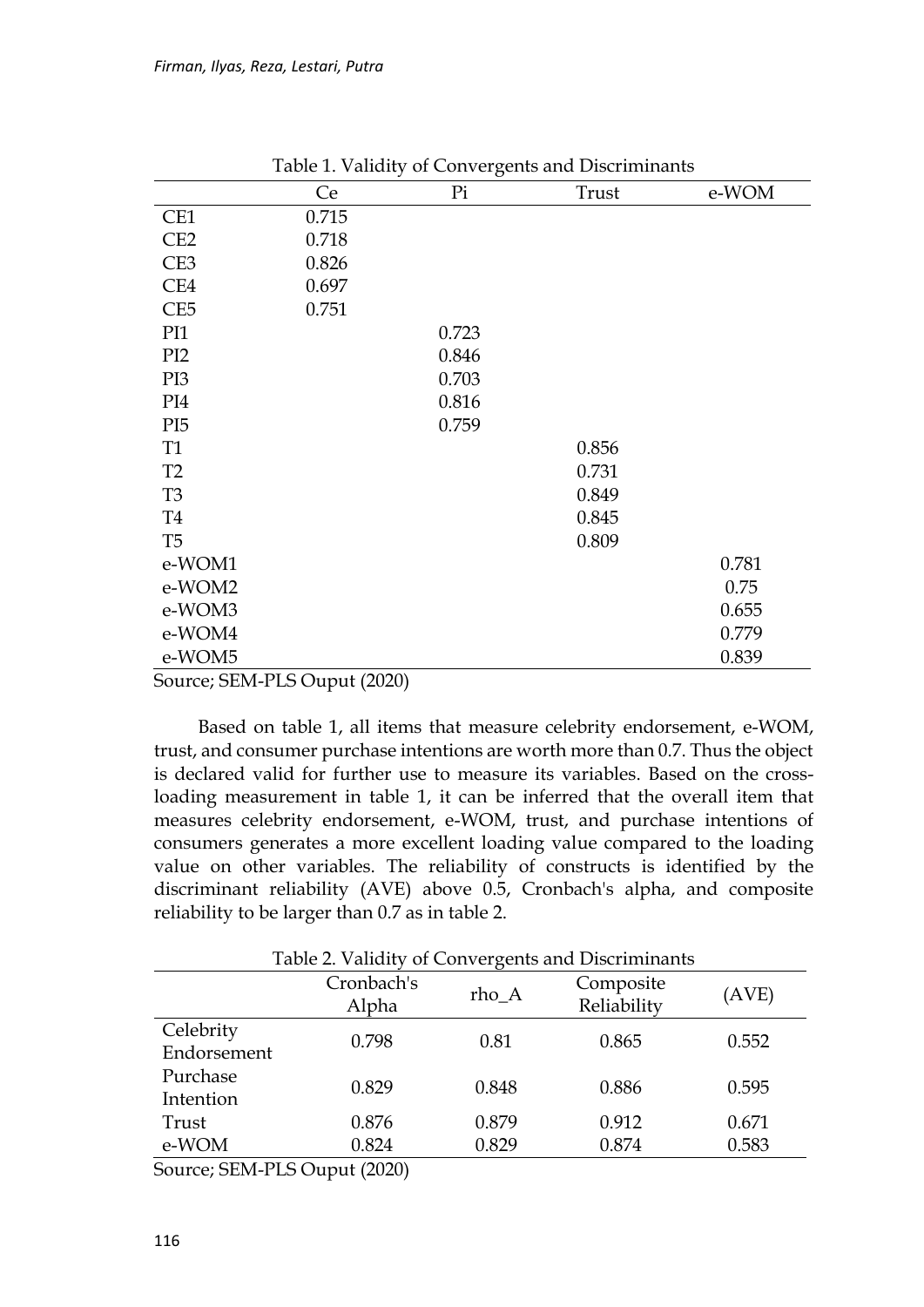Table 1. Validity of Convergents and Discriminants

| | Ce | Pi | Trust | e-WOM |
|---|---|---|---|---|
| CE1 | 0.715 | | | |
| CE2 | 0.718 | | | |
| CE3 | 0.826 | | | |
| CE4 | 0.697 | | | |
| CE5 | 0.751 | | | |
| PI1 | | 0.723 | | |
| PI2 | | 0.846 | | |
| PI3 | | 0.703 | | |
| PI4 | | 0.816 | | |
| PI5 | | 0.759 | | |
| T1 | | | 0.856 | |
| T2 | | | 0.731 | |
| T3 | | | 0.849 | |
| T4 | | | 0.845 | |
| T5 | | | 0.809 | |
| e-WOM1 | | | | 0.781 |
| e-WOM2 | | | | 0.75 |
| e-WOM3 | | | | 0.655 |
| e-WOM4 | | | | 0.779 |
| e-WOM5 | | | | 0.839 |

Source; SEM-PLS Ouput (2020)

Based on table 1, all items that measure celebrity endorsement, e-WOM, trust, and consumer purchase intentions are worth more than 0.7. Thus the object is declared valid for further use to measure its variables. Based on the cross-loading measurement in table 1, it can be inferred that the overall item that measures celebrity endorsement, e-WOM, trust, and purchase intentions of consumers generates a more excellent loading value compared to the loading value on other variables. The reliability of constructs is identified by the discriminant reliability (AVE) above 0.5, Cronbach's alpha, and composite reliability to be larger than 0.7 as in table 2.

Table 2. Validity of Convergents and Discriminants

| | Cronbach's Alpha | rho_A | Composite Reliability | (AVE) |
|---|---|---|---|---|
| Celebrity Endorsement | 0.798 | 0.81 | 0.865 | 0.552 |
| Purchase Intention | 0.829 | 0.848 | 0.886 | 0.595 |
| Trust | 0.876 | 0.879 | 0.912 | 0.671 |
| e-WOM | 0.824 | 0.829 | 0.874 | 0.583 |

Source; SEM-PLS Ouput (2020)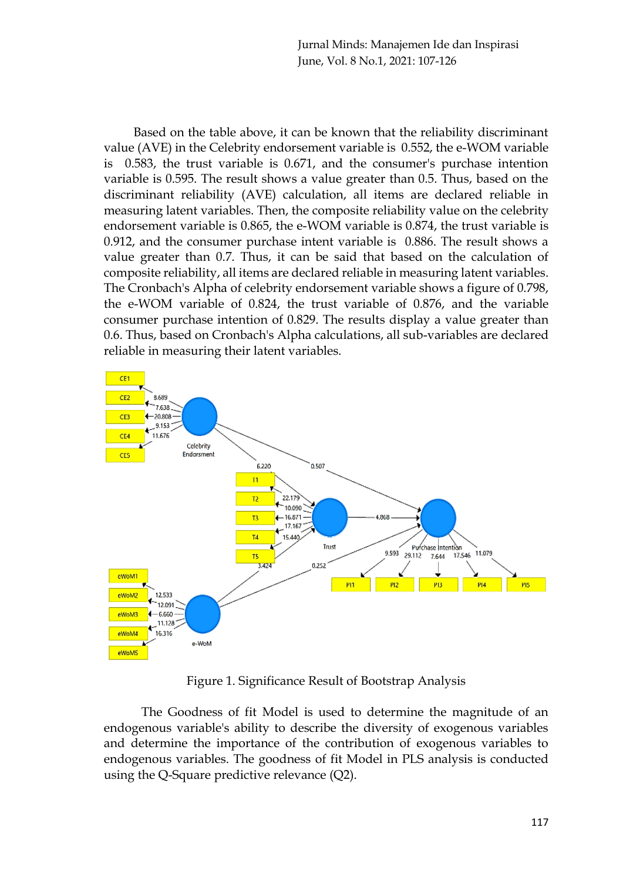Based on the table above, it can be known that the reliability discriminant value (AVE) in the Celebrity endorsement variable is 0.552, the e-WOM variable is 0.583, the trust variable is 0.671, and the consumer's purchase intention variable is 0.595. The result shows a value greater than 0.5. Thus, based on the discriminant reliability (AVE) calculation, all items are declared reliable in measuring latent variables. Then, the composite reliability value on the celebrity endorsement variable is 0.865, the e-WOM variable is 0.874, the trust variable is 0.912, and the consumer purchase intent variable is 0.886. The result shows a value greater than 0.7. Thus, it can be said that based on the calculation of composite reliability, all items are declared reliable in measuring latent variables. The Cronbach's Alpha of celebrity endorsement variable shows a figure of 0.798, the e-WOM variable of 0.824, the trust variable of 0.876, and the variable consumer purchase intention of 0.829. The results display a value greater than 0.6. Thus, based on Cronbach's Alpha calculations, all sub-variables are declared reliable in measuring their latent variables.

Figure 1. Significance Result of Bootstrap Analysis

The Goodness of fit Model is used to determine the magnitude of an endogenous variable's ability to describe the diversity of exogenous variables and determine the importance of the contribution of exogenous variables to endogenous variables. The goodness of fit Model in PLS analysis is conducted using the Q-Square predictive relevance (Q2).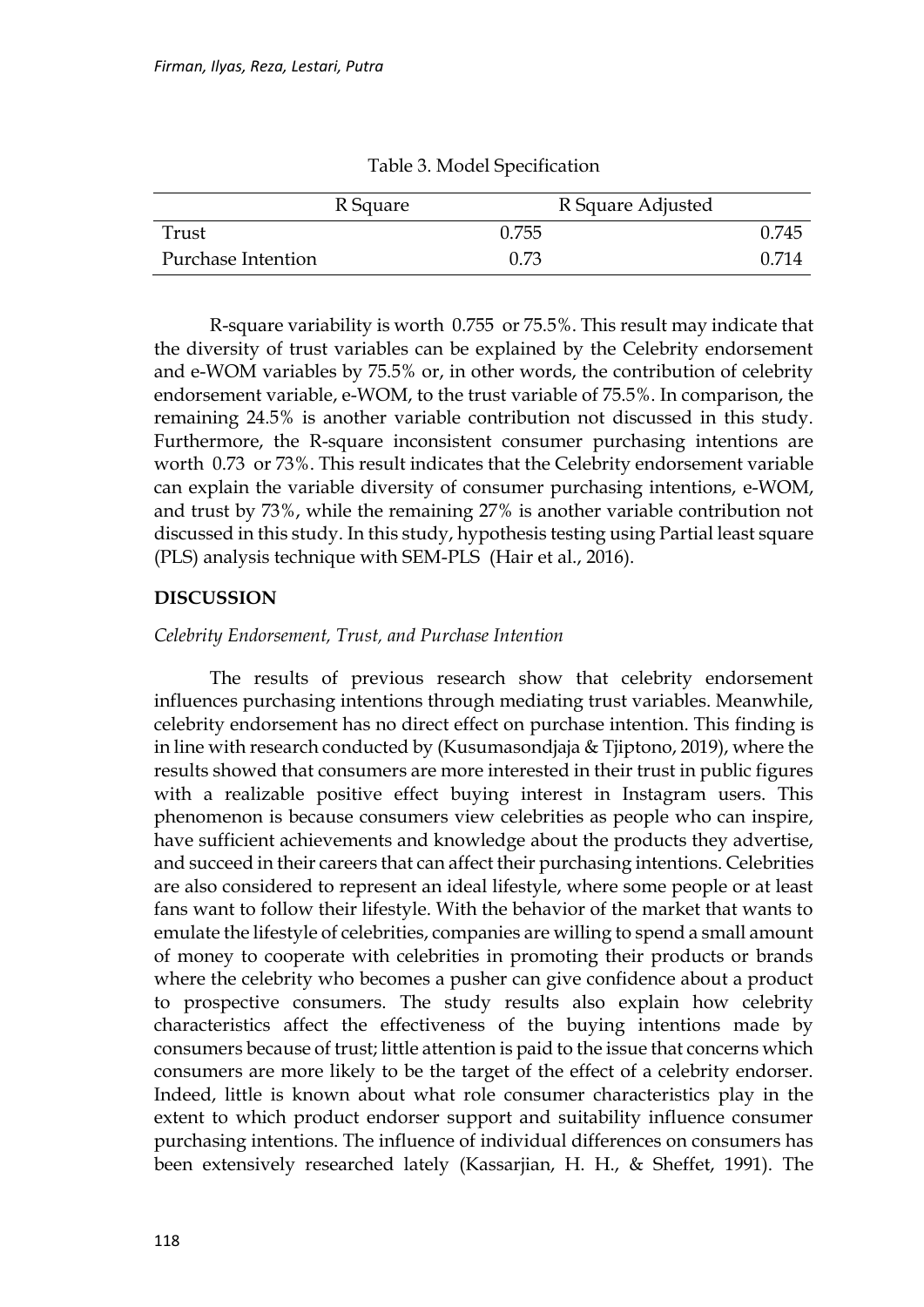Table 3. Model Specification

| | R Square | R Square Adjusted |
|---|---|---|
| Trust | 0.755 | 0.745 |
| Purchase Intention | 0.73 | 0.714 |

R-square variability is worth 0.755 or 75.5%. This result may indicate that the diversity of trust variables can be explained by the Celebrity endorsement and e-WOM variables by 75.5% or, in other words, the contribution of celebrity endorsement variable, e-WOM, to the trust variable of 75.5%. In comparison, the remaining 24.5% is another variable contribution not discussed in this study. Furthermore, the R-square inconsistent consumer purchasing intentions are worth 0.73 or 73%. This result indicates that the Celebrity endorsement variable can explain the variable diversity of consumer purchasing intentions, e-WOM, and trust by 73%, while the remaining 27% is another variable contribution not discussed in this study. In this study, hypothesis testing using Partial least square (PLS) analysis technique with SEM-PLS (Hair et al., 2016).

## DISCUSSION

### *Celebrity Endorsement, Trust, and Purchase Intention*

The results of previous research show that celebrity endorsement influences purchasing intentions through mediating trust variables. Meanwhile, celebrity endorsement has no direct effect on purchase intention. This finding is in line with research conducted by (Kusumasondjaja & Tjiptono, 2019), where the results showed that consumers are more interested in their trust in public figures with a realizable positive effect buying interest in Instagram users. This phenomenon is because consumers view celebrities as people who can inspire, have sufficient achievements and knowledge about the products they advertise, and succeed in their careers that can affect their purchasing intentions. Celebrities are also considered to represent an ideal lifestyle, where some people or at least fans want to follow their lifestyle. With the behavior of the market that wants to emulate the lifestyle of celebrities, companies are willing to spend a small amount of money to cooperate with celebrities in promoting their products or brands where the celebrity who becomes a pusher can give confidence about a product to prospective consumers. The study results also explain how celebrity characteristics affect the effectiveness of the buying intentions made by consumers because of trust; little attention is paid to the issue that concerns which consumers are more likely to be the target of the effect of a celebrity endorser. Indeed, little is known about what role consumer characteristics play in the extent to which product endorser support and suitability influence consumer purchasing intentions. The influence of individual differences on consumers has been extensively researched lately (Kassarjian, H. H., & Sheffet, 1991). The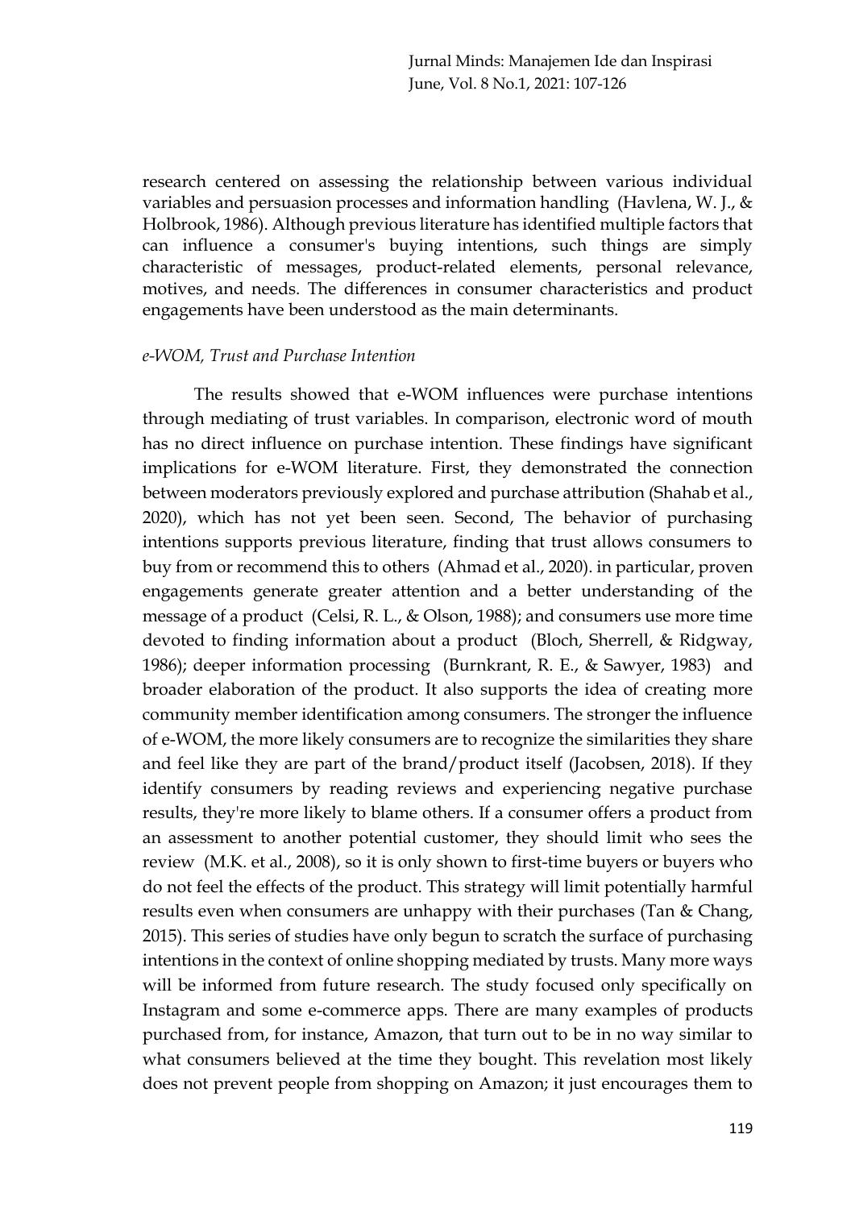research centered on assessing the relationship between various individual variables and persuasion processes and information handling (Havlena, W. J., & Holbrook, 1986). Although previous literature has identified multiple factors that can influence a consumer's buying intentions, such things are simply characteristic of messages, product-related elements, personal relevance, motives, and needs. The differences in consumer characteristics and product engagements have been understood as the main determinants.

### *e-WOM, Trust and Purchase Intention*

The results showed that e-WOM influences were purchase intentions through mediating of trust variables. In comparison, electronic word of mouth has no direct influence on purchase intention. These findings have significant implications for e-WOM literature. First, they demonstrated the connection between moderators previously explored and purchase attribution (Shahab et al., 2020), which has not yet been seen. Second, The behavior of purchasing intentions supports previous literature, finding that trust allows consumers to buy from or recommend this to others (Ahmad et al., 2020). in particular, proven engagements generate greater attention and a better understanding of the message of a product (Celsi, R. L., & Olson, 1988); and consumers use more time devoted to finding information about a product (Bloch, Sherrell, & Ridgway, 1986); deeper information processing (Burnkrant, R. E., & Sawyer, 1983) and broader elaboration of the product. It also supports the idea of creating more community member identification among consumers. The stronger the influence of e-WOM, the more likely consumers are to recognize the similarities they share and feel like they are part of the brand/product itself (Jacobsen, 2018). If they identify consumers by reading reviews and experiencing negative purchase results, they're more likely to blame others. If a consumer offers a product from an assessment to another potential customer, they should limit who sees the review (M.K. et al., 2008), so it is only shown to first-time buyers or buyers who do not feel the effects of the product. This strategy will limit potentially harmful results even when consumers are unhappy with their purchases (Tan & Chang, 2015). This series of studies have only begun to scratch the surface of purchasing intentions in the context of online shopping mediated by trusts. Many more ways will be informed from future research. The study focused only specifically on Instagram and some e-commerce apps. There are many examples of products purchased from, for instance, Amazon, that turn out to be in no way similar to what consumers believed at the time they bought. This revelation most likely does not prevent people from shopping on Amazon; it just encourages them to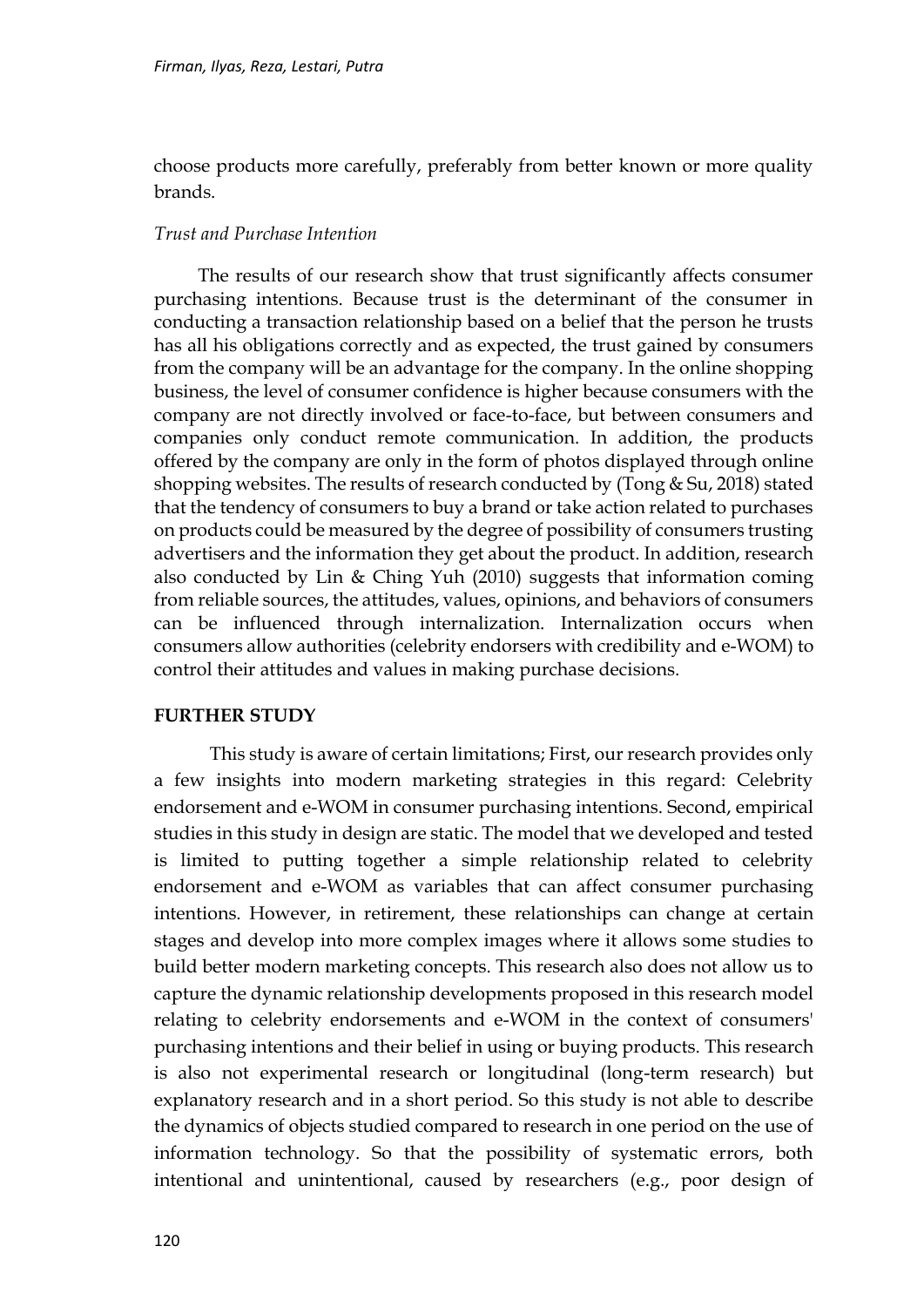choose products more carefully, preferably from better known or more quality brands.

### *Trust and Purchase Intention*

The results of our research show that trust significantly affects consumer purchasing intentions. Because trust is the determinant of the consumer in conducting a transaction relationship based on a belief that the person he trusts has all his obligations correctly and as expected, the trust gained by consumers from the company will be an advantage for the company. In the online shopping business, the level of consumer confidence is higher because consumers with the company are not directly involved or face-to-face, but between consumers and companies only conduct remote communication. In addition, the products offered by the company are only in the form of photos displayed through online shopping websites. The results of research conducted by (Tong & Su, 2018) stated that the tendency of consumers to buy a brand or take action related to purchases on products could be measured by the degree of possibility of consumers trusting advertisers and the information they get about the product. In addition, research also conducted by Lin & Ching Yuh (2010) suggests that information coming from reliable sources, the attitudes, values, opinions, and behaviors of consumers can be influenced through internalization. Internalization occurs when consumers allow authorities (celebrity endorsers with credibility and e-WOM) to control their attitudes and values in making purchase decisions.

## FURTHER STUDY

This study is aware of certain limitations; First, our research provides only a few insights into modern marketing strategies in this regard: Celebrity endorsement and e-WOM in consumer purchasing intentions. Second, empirical studies in this study in design are static. The model that we developed and tested is limited to putting together a simple relationship related to celebrity endorsement and e-WOM as variables that can affect consumer purchasing intentions. However, in retirement, these relationships can change at certain stages and develop into more complex images where it allows some studies to build better modern marketing concepts. This research also does not allow us to capture the dynamic relationship developments proposed in this research model relating to celebrity endorsements and e-WOM in the context of consumers' purchasing intentions and their belief in using or buying products. This research is also not experimental research or longitudinal (long-term research) but explanatory research and in a short period. So this study is not able to describe the dynamics of objects studied compared to research in one period on the use of information technology. So that the possibility of systematic errors, both intentional and unintentional, caused by researchers (e.g., poor design of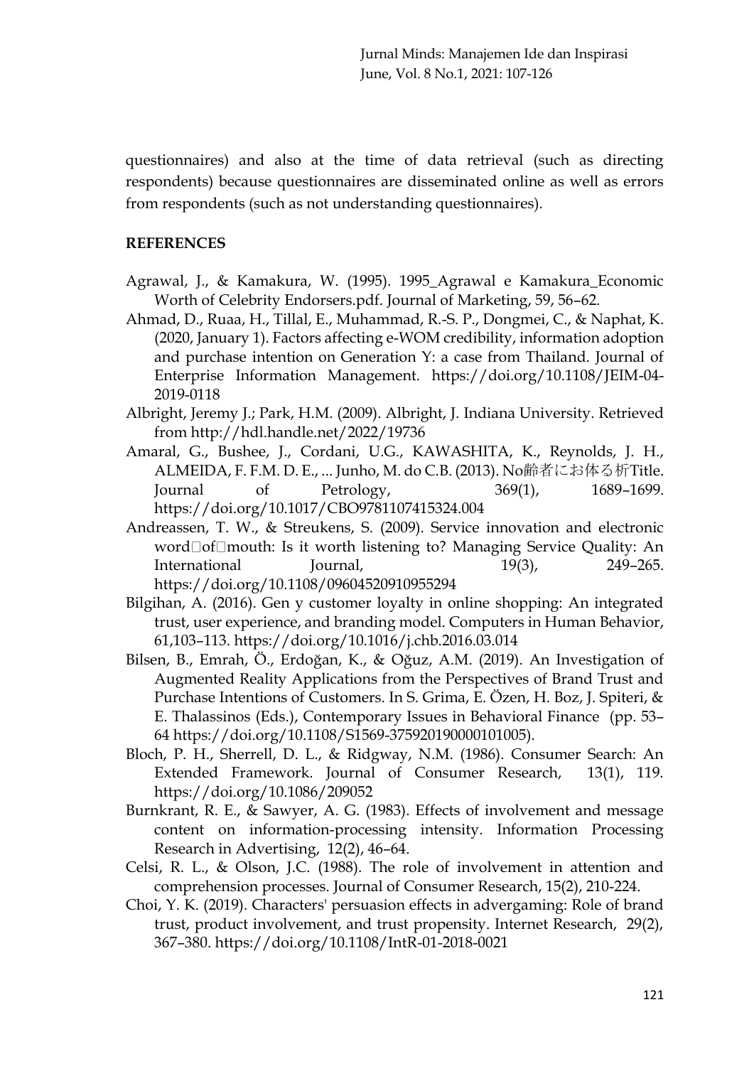questionnaires) and also at the time of data retrieval (such as directing respondents) because questionnaires are disseminated online as well as errors from respondents (such as not understanding questionnaires).

**REFERENCES**

Agrawal, J., & Kamakura, W. (1995). 1995_Agrawal e Kamakura_Economic Worth of Celebrity Endorsers.pdf. Journal of Marketing, 59, 56–62.

Ahmad, D., Ruaa, H., Tillal, E., Muhammad, R.-S. P., Dongmei, C., & Naphat, K. (2020, January 1). Factors affecting e-WOM credibility, information adoption and purchase intention on Generation Y: a case from Thailand. Journal of Enterprise Information Management. https://doi.org/10.1108/JEIM-04-2019-0118

Albright, Jeremy J.; Park, H.M. (2009). Albright, J. Indiana University. Retrieved from http://hdl.handle.net/2022/19736

Amaral, G., Bushee, J., Cordani, U.G., KAWASHITA, K., Reynolds, J. H., ALMEIDA, F. F.M. D. E., ... Junho, M. do C.B. (2013). No齢者にお体る析Title. Journal of Petrology, 369(1), 1689–1699. https://doi.org/10.1017/CBO9781107415324.004

Andreassen, T. W., & Streukens, S. (2009). Service innovation and electronic word□of□mouth: Is it worth listening to? Managing Service Quality: An International Journal, 19(3), 249–265. https://doi.org/10.1108/09604520910955294

Bilgihan, A. (2016). Gen y customer loyalty in online shopping: An integrated trust, user experience, and branding model. Computers in Human Behavior, 61,103–113. https://doi.org/10.1016/j.chb.2016.03.014

Bilsen, B., Emrah, Ö., Erdoğan, K., & Oğuz, A.M. (2019). An Investigation of Augmented Reality Applications from the Perspectives of Brand Trust and Purchase Intentions of Customers. In S. Grima, E. Özen, H. Boz, J. Spiteri, & E. Thalassinos (Eds.), Contemporary Issues in Behavioral Finance (pp. 53–64 https://doi.org/10.1108/S1569-375920190000101005).

Bloch, P. H., Sherrell, D. L., & Ridgway, N.M. (1986). Consumer Search: An Extended Framework. Journal of Consumer Research, 13(1), 119. https://doi.org/10.1086/209052

Burnkrant, R. E., & Sawyer, A. G. (1983). Effects of involvement and message content on information-processing intensity. Information Processing Research in Advertising, 12(2), 46–64.

Celsi, R. L., & Olson, J.C. (1988). The role of involvement in attention and comprehension processes. Journal of Consumer Research, 15(2), 210-224.

Choi, Y. K. (2019). Characters' persuasion effects in advergaming: Role of brand trust, product involvement, and trust propensity. Internet Research, 29(2), 367–380. https://doi.org/10.1108/IntR-01-2018-0021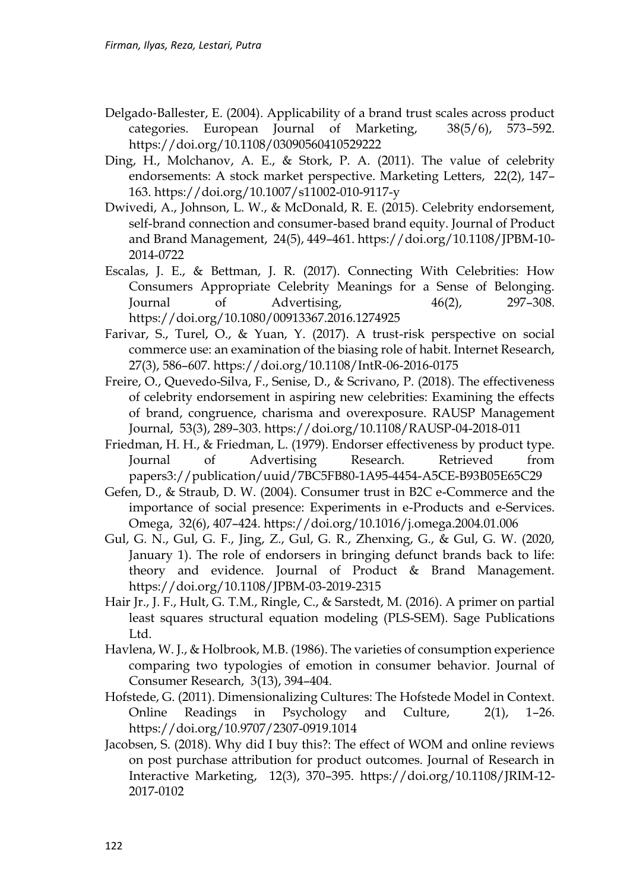Delgado-Ballester, E. (2004). Applicability of a brand trust scales across product categories. European Journal of Marketing, 38(5/6), 573–592. https://doi.org/10.1108/03090560410529222

Ding, H., Molchanov, A. E., & Stork, P. A. (2011). The value of celebrity endorsements: A stock market perspective. Marketing Letters, 22(2), 147–163. https://doi.org/10.1007/s11002-010-9117-y

Dwivedi, A., Johnson, L. W., & McDonald, R. E. (2015). Celebrity endorsement, self-brand connection and consumer-based brand equity. Journal of Product and Brand Management, 24(5), 449–461. https://doi.org/10.1108/JPBM-10-2014-0722

Escalas, J. E., & Bettman, J. R. (2017). Connecting With Celebrities: How Consumers Appropriate Celebrity Meanings for a Sense of Belonging. Journal of Advertising, 46(2), 297–308. https://doi.org/10.1080/00913367.2016.1274925

Farivar, S., Turel, O., & Yuan, Y. (2017). A trust-risk perspective on social commerce use: an examination of the biasing role of habit. Internet Research, 27(3), 586–607. https://doi.org/10.1108/IntR-06-2016-0175

Freire, O., Quevedo-Silva, F., Senise, D., & Scrivano, P. (2018). The effectiveness of celebrity endorsement in aspiring new celebrities: Examining the effects of brand, congruence, charisma and overexposure. RAUSP Management Journal, 53(3), 289–303. https://doi.org/10.1108/RAUSP-04-2018-011

Friedman, H. H., & Friedman, L. (1979). Endorser effectiveness by product type. Journal of Advertising Research. Retrieved from papers3://publication/uuid/7BC5FB80-1A95-4454-A5CE-B93B05E65C29

Gefen, D., & Straub, D. W. (2004). Consumer trust in B2C e-Commerce and the importance of social presence: Experiments in e-Products and e-Services. Omega, 32(6), 407–424. https://doi.org/10.1016/j.omega.2004.01.006

Gul, G. N., Gul, G. F., Jing, Z., Gul, G. R., Zhenxing, G., & Gul, G. W. (2020, January 1). The role of endorsers in bringing defunct brands back to life: theory and evidence. Journal of Product & Brand Management. https://doi.org/10.1108/JPBM-03-2019-2315

Hair Jr., J. F., Hult, G. T.M., Ringle, C., & Sarstedt, M. (2016). A primer on partial least squares structural equation modeling (PLS-SEM). Sage Publications Ltd.

Havlena, W. J., & Holbrook, M.B. (1986). The varieties of consumption experience comparing two typologies of emotion in consumer behavior. Journal of Consumer Research, 3(13), 394–404.

Hofstede, G. (2011). Dimensionalizing Cultures: The Hofstede Model in Context. Online Readings in Psychology and Culture, 2(1), 1–26. https://doi.org/10.9707/2307-0919.1014

Jacobsen, S. (2018). Why did I buy this?: The effect of WOM and online reviews on post purchase attribution for product outcomes. Journal of Research in Interactive Marketing, 12(3), 370–395. https://doi.org/10.1108/JRIM-12-2017-0102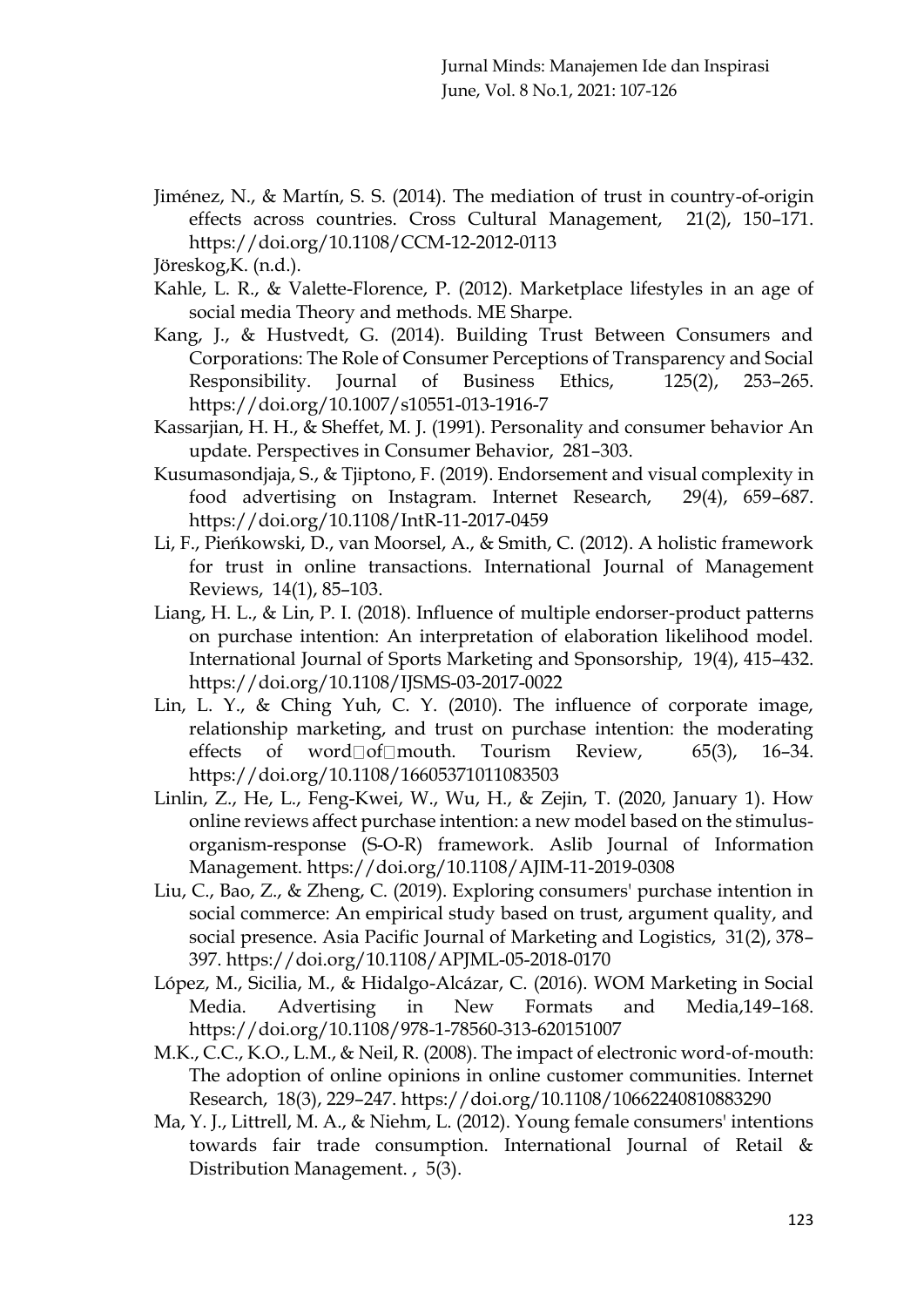Jiménez, N., & Martín, S. S. (2014). The mediation of trust in country-of-origin effects across countries. Cross Cultural Management, 21(2), 150–171. https://doi.org/10.1108/CCM-12-2012-0113

Jöreskog,K. (n.d.).

Kahle, L. R., & Valette-Florence, P. (2012). Marketplace lifestyles in an age of social media Theory and methods. ME Sharpe.

Kang, J., & Hustvedt, G. (2014). Building Trust Between Consumers and Corporations: The Role of Consumer Perceptions of Transparency and Social Responsibility. Journal of Business Ethics, 125(2), 253–265. https://doi.org/10.1007/s10551-013-1916-7

Kassarjian, H. H., & Sheffet, M. J. (1991). Personality and consumer behavior An update. Perspectives in Consumer Behavior, 281–303.

Kusumasondjaja, S., & Tjiptono, F. (2019). Endorsement and visual complexity in food advertising on Instagram. Internet Research, 29(4), 659–687. https://doi.org/10.1108/IntR-11-2017-0459

Li, F., Pieńkowski, D., van Moorsel, A., & Smith, C. (2012). A holistic framework for trust in online transactions. International Journal of Management Reviews, 14(1), 85–103.

Liang, H. L., & Lin, P. I. (2018). Influence of multiple endorser-product patterns on purchase intention: An interpretation of elaboration likelihood model. International Journal of Sports Marketing and Sponsorship, 19(4), 415–432. https://doi.org/10.1108/IJSMS-03-2017-0022

Lin, L. Y., & Ching Yuh, C. Y. (2010). The influence of corporate image, relationship marketing, and trust on purchase intention: the moderating effects of word□of□mouth. Tourism Review, 65(3), 16–34. https://doi.org/10.1108/16605371011083503

Linlin, Z., He, L., Feng-Kwei, W., Wu, H., & Zejin, T. (2020, January 1). How online reviews affect purchase intention: a new model based on the stimulus-organism-response (S-O-R) framework. Aslib Journal of Information Management. https://doi.org/10.1108/AJIM-11-2019-0308

Liu, C., Bao, Z., & Zheng, C. (2019). Exploring consumers' purchase intention in social commerce: An empirical study based on trust, argument quality, and social presence. Asia Pacific Journal of Marketing and Logistics, 31(2), 378–397. https://doi.org/10.1108/APJML-05-2018-0170

López, M., Sicilia, M., & Hidalgo-Alcázar, C. (2016). WOM Marketing in Social Media. Advertising in New Formats and Media,149–168. https://doi.org/10.1108/978-1-78560-313-620151007

M.K., C.C., K.O., L.M., & Neil, R. (2008). The impact of electronic word-of-mouth: The adoption of online opinions in online customer communities. Internet Research, 18(3), 229–247. https://doi.org/10.1108/10662240810883290

Ma, Y. J., Littrell, M. A., & Niehm, L. (2012). Young female consumers' intentions towards fair trade consumption. International Journal of Retail & Distribution Management. , 5(3).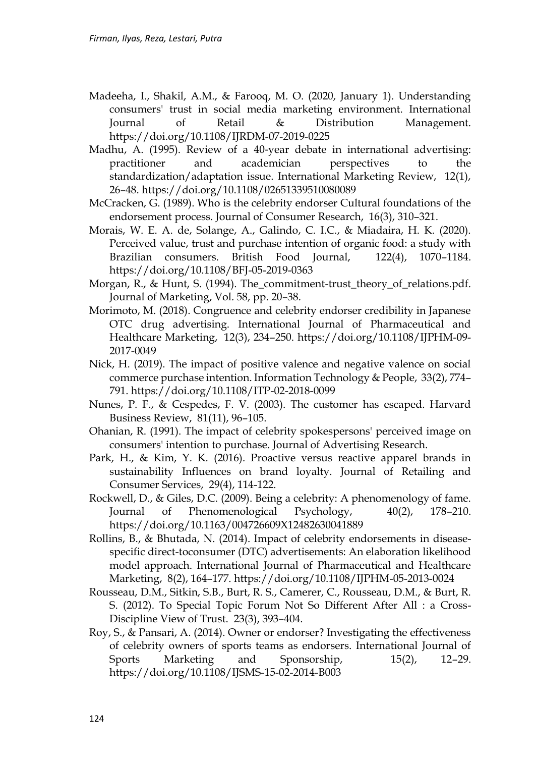Madeeha, I., Shakil, A.M., & Farooq, M. O. (2020, January 1). Understanding consumers' trust in social media marketing environment. International Journal of Retail & Distribution Management. https://doi.org/10.1108/IJRDM-07-2019-0225

Madhu, A. (1995). Review of a 40-year debate in international advertising: practitioner and academician perspectives to the standardization/adaptation issue. International Marketing Review, 12(1), 26–48. https://doi.org/10.1108/02651339510080089

McCracken, G. (1989). Who is the celebrity endorser Cultural foundations of the endorsement process. Journal of Consumer Research, 16(3), 310–321.

Morais, W. E. A. de, Solange, A., Galindo, C. I.C., & Miadaira, H. K. (2020). Perceived value, trust and purchase intention of organic food: a study with Brazilian consumers. British Food Journal, 122(4), 1070–1184. https://doi.org/10.1108/BFJ-05-2019-0363

Morgan, R., & Hunt, S. (1994). The_commitment-trust_theory_of_relations.pdf. Journal of Marketing, Vol. 58, pp. 20–38.

Morimoto, M. (2018). Congruence and celebrity endorser credibility in Japanese OTC drug advertising. International Journal of Pharmaceutical and Healthcare Marketing, 12(3), 234–250. https://doi.org/10.1108/IJPHM-09-2017-0049

Nick, H. (2019). The impact of positive valence and negative valence on social commerce purchase intention. Information Technology & People, 33(2), 774–791. https://doi.org/10.1108/ITP-02-2018-0099

Nunes, P. F., & Cespedes, F. V. (2003). The customer has escaped. Harvard Business Review, 81(11), 96–105.

Ohanian, R. (1991). The impact of celebrity spokespersons' perceived image on consumers' intention to purchase. Journal of Advertising Research.

Park, H., & Kim, Y. K. (2016). Proactive versus reactive apparel brands in sustainability Influences on brand loyalty. Journal of Retailing and Consumer Services, 29(4), 114-122.

Rockwell, D., & Giles, D.C. (2009). Being a celebrity: A phenomenology of fame. Journal of Phenomenological Psychology, 40(2), 178–210. https://doi.org/10.1163/004726609X12482630041889

Rollins, B., & Bhutada, N. (2014). Impact of celebrity endorsements in disease-specific direct-toconsumer (DTC) advertisements: An elaboration likelihood model approach. International Journal of Pharmaceutical and Healthcare Marketing, 8(2), 164–177. https://doi.org/10.1108/IJPHM-05-2013-0024

Rousseau, D.M., Sitkin, S.B., Burt, R. S., Camerer, C., Rousseau, D.M., & Burt, R. S. (2012). To Special Topic Forum Not So Different After All : a Cross-Discipline View of Trust. 23(3), 393–404.

Roy, S., & Pansari, A. (2014). Owner or endorser? Investigating the effectiveness of celebrity owners of sports teams as endorsers. International Journal of Sports Marketing and Sponsorship, 15(2), 12–29. https://doi.org/10.1108/IJSMS-15-02-2014-B003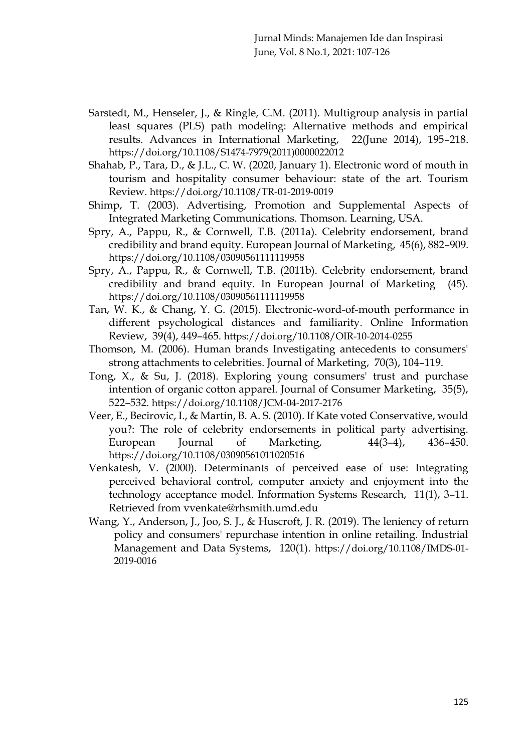Sarstedt, M., Henseler, J., & Ringle, C.M. (2011). Multigroup analysis in partial least squares (PLS) path modeling: Alternative methods and empirical results. Advances in International Marketing, 22(June 2014), 195–218. https://doi.org/10.1108/S1474-7979(2011)0000022012

Shahab, P., Tara, D., & J.L., C. W. (2020, January 1). Electronic word of mouth in tourism and hospitality consumer behaviour: state of the art. Tourism Review. https://doi.org/10.1108/TR-01-2019-0019

Shimp, T. (2003). Advertising, Promotion and Supplemental Aspects of Integrated Marketing Communications. Thomson. Learning, USA.

Spry, A., Pappu, R., & Cornwell, T.B. (2011a). Celebrity endorsement, brand credibility and brand equity. European Journal of Marketing, 45(6), 882–909. https://doi.org/10.1108/03090561111119958

Spry, A., Pappu, R., & Cornwell, T.B. (2011b). Celebrity endorsement, brand credibility and brand equity. In European Journal of Marketing (45). https://doi.org/10.1108/03090561111119958

Tan, W. K., & Chang, Y. G. (2015). Electronic-word-of-mouth performance in different psychological distances and familiarity. Online Information Review, 39(4), 449–465. https://doi.org/10.1108/OIR-10-2014-0255

Thomson, M. (2006). Human brands Investigating antecedents to consumers' strong attachments to celebrities. Journal of Marketing, 70(3), 104–119.

Tong, X., & Su, J. (2018). Exploring young consumers' trust and purchase intention of organic cotton apparel. Journal of Consumer Marketing, 35(5), 522–532. https://doi.org/10.1108/JCM-04-2017-2176

Veer, E., Becirovic, I., & Martin, B. A. S. (2010). If Kate voted Conservative, would you?: The role of celebrity endorsements in political party advertising. European Journal of Marketing, 44(3–4), 436–450. https://doi.org/10.1108/03090561011020516

Venkatesh, V. (2000). Determinants of perceived ease of use: Integrating perceived behavioral control, computer anxiety and enjoyment into the technology acceptance model. Information Systems Research, 11(1), 3–11. Retrieved from vvenkate@rhsmith.umd.edu

Wang, Y., Anderson, J., Joo, S. J., & Huscroft, J. R. (2019). The leniency of return policy and consumers' repurchase intention in online retailing. Industrial Management and Data Systems, 120(1). https://doi.org/10.1108/IMDS-01-2019-0016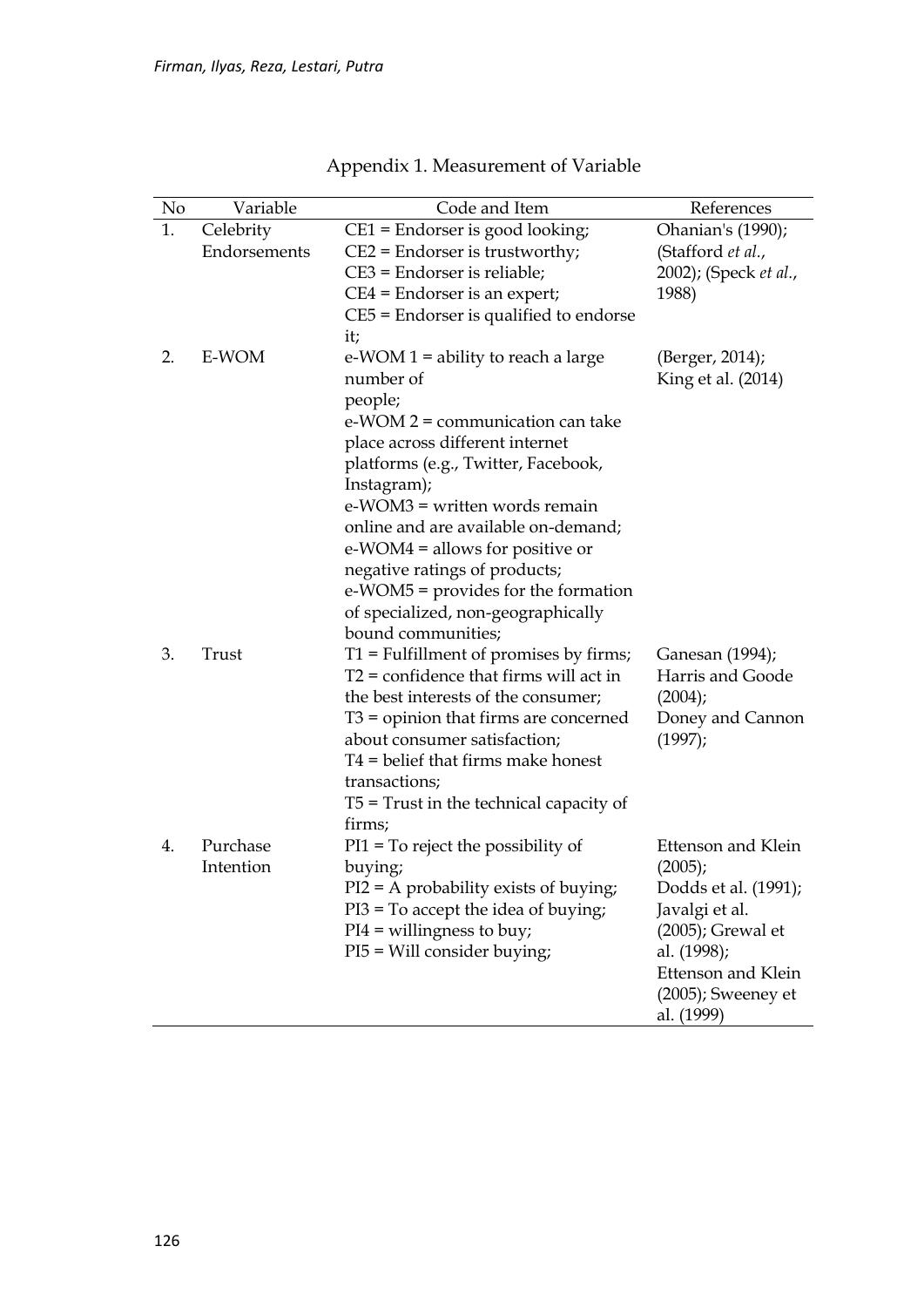Appendix 1. Measurement of Variable

| No | Variable | Code and Item | References |
|---|---|---|---|
| 1. | Celebrity Endorsements | CE1 = Endorser is good looking; CE2 = Endorser is trustworthy; CE3 = Endorser is reliable; CE4 = Endorser is an expert; CE5 = Endorser is qualified to endorse it; | Ohanian's (1990); (Stafford *et al*., 2002); (Speck *et al*., 1988) |
| 2. | E-WOM | e-WOM 1 = ability to reach a large number of people; e-WOM 2 = communication can take place across different internet platforms (e.g., Twitter, Facebook, Instagram); e-WOM3 = written words remain online and are available on-demand; e-WOM4 = allows for positive or negative ratings of products; e-WOM5 = provides for the formation of specialized, non-geographically bound communities; | (Berger, 2014); King et al. (2014) |
| 3. | Trust | T1 = Fulfillment of promises by firms; T2 = confidence that firms will act in the best interests of the consumer; T3 = opinion that firms are concerned about consumer satisfaction; T4 = belief that firms make honest transactions; T5 = Trust in the technical capacity of firms; | Ganesan (1994); Harris and Goode (2004); Doney and Cannon (1997); |
| 4. | Purchase Intention | PI1 = To reject the possibility of buying; PI2 = A probability exists of buying; PI3 = To accept the idea of buying; PI4 = willingness to buy; PI5 = Will consider buying; | Ettenson and Klein (2005); Dodds et al. (1991); Javalgi et al. (2005); Grewal et al. (1998); Ettenson and Klein (2005); Sweeney et al. (1999) |